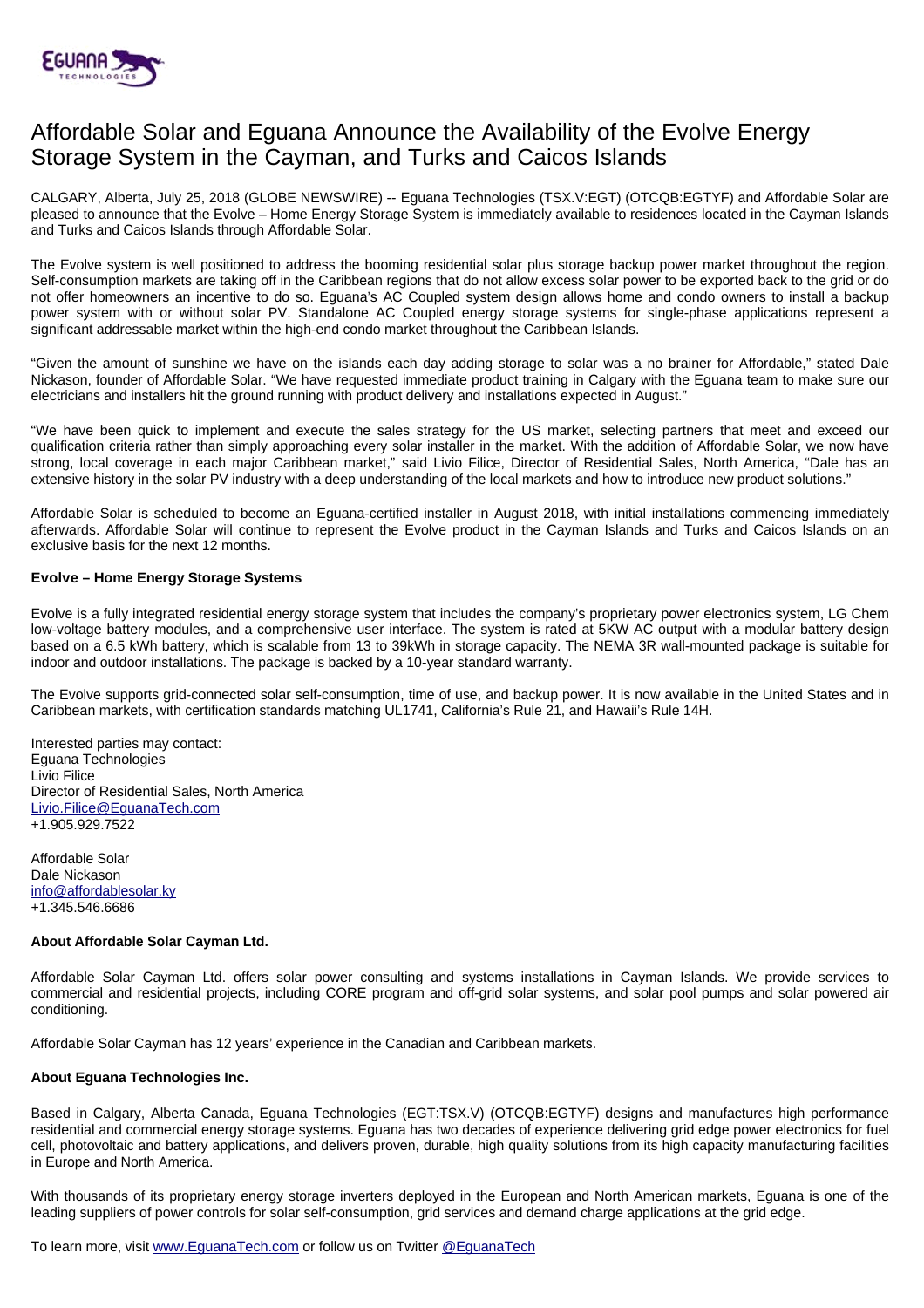# Affordable Solar and Eguana Announce the Availability of the Evolve Energy Storage System in the Cayman, and Turks and Caicos Islands

CALGARY, Alberta, July 25, 2018 (GLOBE NEWSWIRE) -- Eguana Technologies (TSX.V:EGT) (OTCQB:EGTYF) and Affordable Solar are pleased to announce that the Evolve – Home Energy Storage System is immediately available to residences located in the Cayman Islands and Turks and Caicos Islands through Affordable Solar.

The Evolve system is well positioned to address the booming residential solar plus storage backup power market throughout the region. Self-consumption markets are taking off in the Caribbean regions that do not allow excess solar power to be exported back to the grid or do not offer homeowners an incentive to do so. Eguana's AC Coupled system design allows home and condo owners to install a backup power system with or without solar PV. Standalone AC Coupled energy storage systems for single-phase applications represent a significant addressable market within the high-end condo market throughout the Caribbean Islands.

"Given the amount of sunshine we have on the islands each day adding storage to solar was a no brainer for Affordable," stated Dale Nickason, founder of Affordable Solar. "We have requested immediate product training in Calgary with the Eguana team to make sure our electricians and installers hit the ground running with product delivery and installations expected in August."

"We have been quick to implement and execute the sales strategy for the US market, selecting partners that meet and exceed our qualification criteria rather than simply approaching every solar installer in the market. With the addition of Affordable Solar, we now have strong, local coverage in each major Caribbean market," said Livio Filice, Director of Residential Sales, North America, "Dale has an extensive history in the solar PV industry with a deep understanding of the local markets and how to introduce new product solutions."

Affordable Solar is scheduled to become an Eguana-certified installer in August 2018, with initial installations commencing immediately afterwards. Affordable Solar will continue to represent the Evolve product in the Cayman Islands and Turks and Caicos Islands on an exclusive basis for the next 12 months.

**Evolve – Home Energy Storage Systems**

Evolve is a fully integrated residential energy storage system that includes the company's proprietary power electronics system, LG Chem low-voltage battery modules, and a comprehensive user interface. The system is rated at 5KW AC output with a modular battery design based on a 6.5 kWh battery, which is scalable from 13 to 39kWh in storage capacity. The NEMA 3R wall-mounted package is suitable for indoor and outdoor installations. The package is backed by a 10-year standard warranty.

The Evolve supports grid-connected solar self-consumption, time of use, and backup power. It is now available in the United States and in Caribbean markets, with certification standards matching UL1741, California's Rule 21, and Hawaii's Rule 14H.

Interested parties may contact:
Eguana Technologies
Livio Filice
Director of Residential Sales, North America
Livio.Filice@EguanaTech.com
+1.905.929.7522

Affordable Solar
Dale Nickason
info@affordablesolar.ky
+1.345.546.6686

**About Affordable Solar Cayman Ltd.**

Affordable Solar Cayman Ltd. offers solar power consulting and systems installations in Cayman Islands. We provide services to commercial and residential projects, including CORE program and off-grid solar systems, and solar pool pumps and solar powered air conditioning.

Affordable Solar Cayman has 12 years' experience in the Canadian and Caribbean markets.

**About Eguana Technologies Inc.**

Based in Calgary, Alberta Canada, Eguana Technologies (EGT:TSX.V) (OTCQB:EGTYF) designs and manufactures high performance residential and commercial energy storage systems. Eguana has two decades of experience delivering grid edge power electronics for fuel cell, photovoltaic and battery applications, and delivers proven, durable, high quality solutions from its high capacity manufacturing facilities in Europe and North America.

With thousands of its proprietary energy storage inverters deployed in the European and North American markets, Eguana is one of the leading suppliers of power controls for solar self-consumption, grid services and demand charge applications at the grid edge.

To learn more, visit www.EguanaTech.com or follow us on Twitter @EguanaTech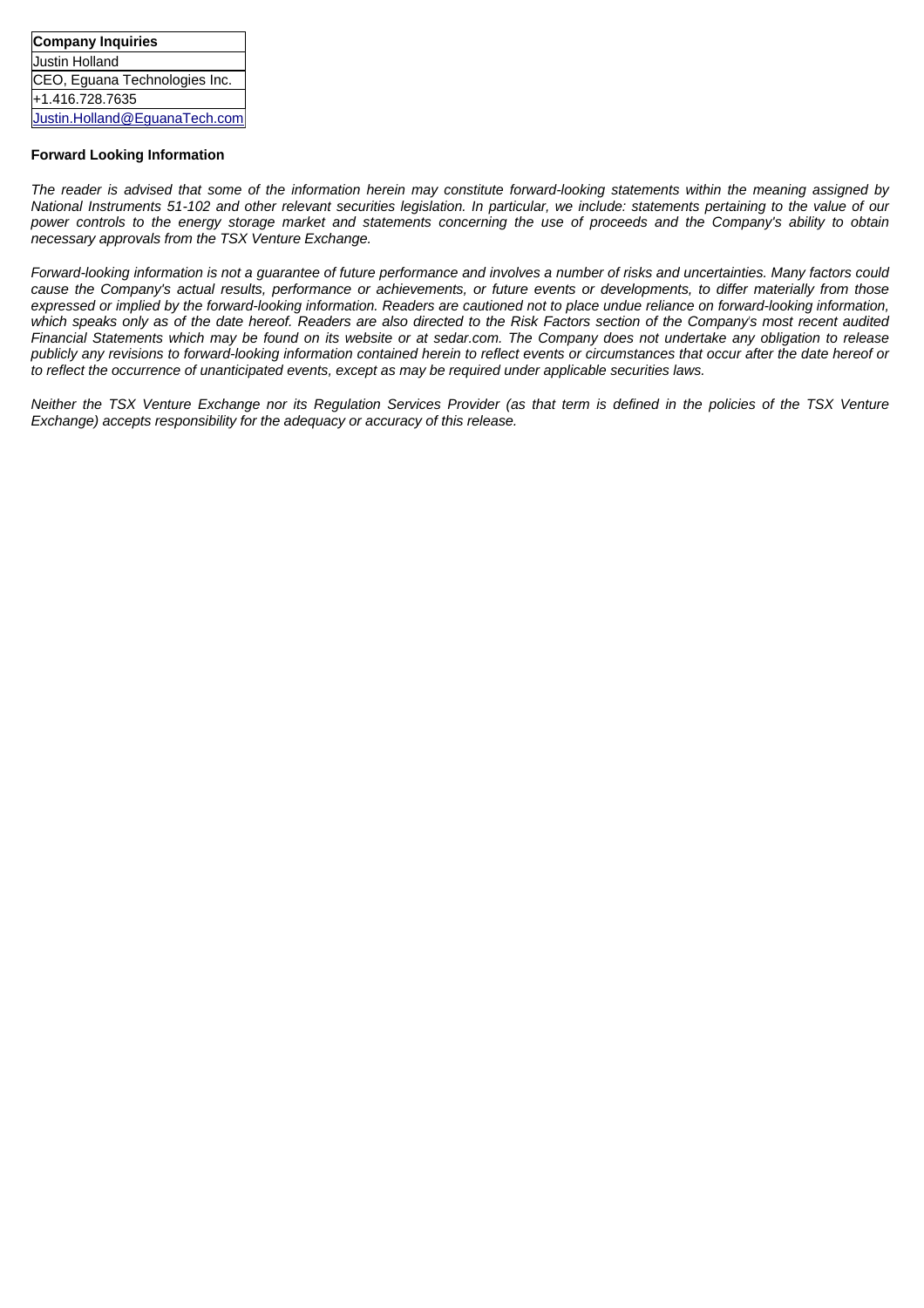| Company Inquiries |
| --- |
| Justin Holland |
| CEO, Eguana Technologies Inc. |
| +1.416.728.7635 |
| Justin.Holland@EguanaTech.com |

**Forward Looking Information**

*The reader is advised that some of the information herein may constitute forward-looking statements within the meaning assigned by National Instruments 51-102 and other relevant securities legislation. In particular, we include: statements pertaining to the value of our power controls to the energy storage market and statements concerning the use of proceeds and the Company's ability to obtain necessary approvals from the TSX Venture Exchange.*

*Forward-looking information is not a guarantee of future performance and involves a number of risks and uncertainties. Many factors could cause the Company's actual results, performance or achievements, or future events or developments, to differ materially from those expressed or implied by the forward-looking information. Readers are cautioned not to place undue reliance on forward-looking information, which speaks only as of the date hereof. Readers are also directed to the Risk Factors section of the Company's most recent audited Financial Statements which may be found on its website or at sedar.com. The Company does not undertake any obligation to release publicly any revisions to forward-looking information contained herein to reflect events or circumstances that occur after the date hereof or to reflect the occurrence of unanticipated events, except as may be required under applicable securities laws.*

*Neither the TSX Venture Exchange nor its Regulation Services Provider (as that term is defined in the policies of the TSX Venture Exchange) accepts responsibility for the adequacy or accuracy of this release.*